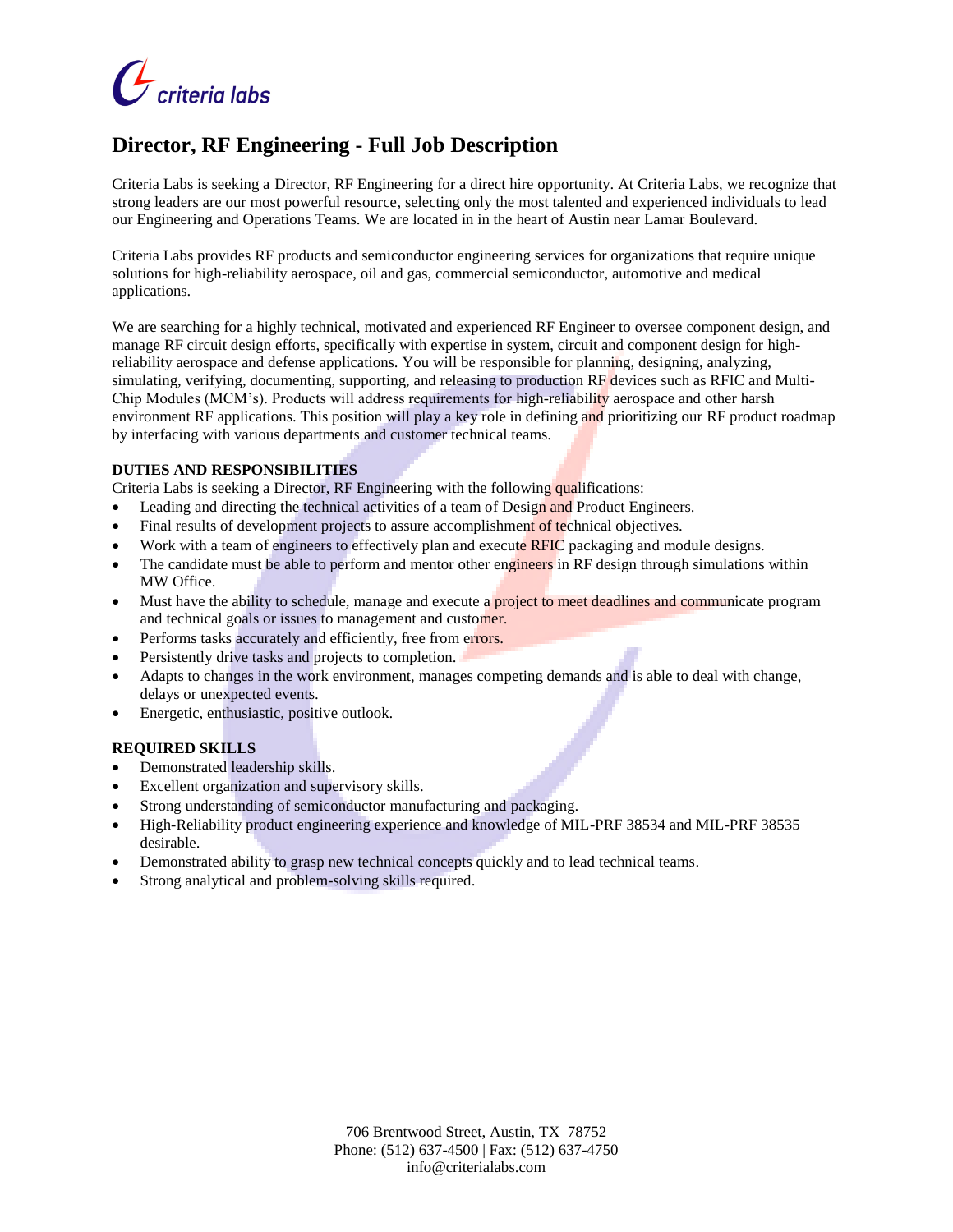criteria labs

# Director, RF Engineering - Full Job Description

Criteria Labs is seeking a Director, RF Engineering for a direct hire opportunity. At Criteria Labs, we recognize that strong leaders are our most powerful resource, selecting only the most talented and experienced individuals to lead our Engineering and Operations Teams. We are located in in the heart of Austin near Lamar Boulevard.

Criteria Labs provides RF products and semiconductor engineering services for organizations that require unique solutions for high-reliability aerospace, oil and gas, commercial semiconductor, automotive and medical applications.

We are searching for a highly technical, motivated and experienced RF Engineer to oversee component design, and manage RF circuit design efforts, specifically with expertise in system, circuit and component design for high-reliability aerospace and defense applications. You will be responsible for planning, designing, analyzing, simulating, verifying, documenting, supporting, and releasing to production RF devices such as RFIC and Multi-Chip Modules (MCM's). Products will address requirements for high-reliability aerospace and other harsh environment RF applications. This position will play a key role in defining and prioritizing our RF product roadmap by interfacing with various departments and customer technical teams.

**DUTIES AND RESPONSIBILITIES**

Criteria Labs is seeking a Director, RF Engineering with the following qualifications:

- Leading and directing the technical activities of a team of Design and Product Engineers.
- Final results of development projects to assure accomplishment of technical objectives.
- Work with a team of engineers to effectively plan and execute RFIC packaging and module designs.
- The candidate must be able to perform and mentor other engineers in RF design through simulations within MW Office.
- Must have the ability to schedule, manage and execute a project to meet deadlines and communicate program and technical goals or issues to management and customer.
- Performs tasks accurately and efficiently, free from errors.
- Persistently drive tasks and projects to completion.
- Adapts to changes in the work environment, manages competing demands and is able to deal with change, delays or unexpected events.
- Energetic, enthusiastic, positive outlook.

**REQUIRED SKILLS**

- Demonstrated leadership skills.
- Excellent organization and supervisory skills.
- Strong understanding of semiconductor manufacturing and packaging.
- High-Reliability product engineering experience and knowledge of MIL-PRF 38534 and MIL-PRF 38535 desirable.
- Demonstrated ability to grasp new technical concepts quickly and to lead technical teams.
- Strong analytical and problem-solving skills required.

706 Brentwood Street, Austin, TX 78752
Phone: (512) 637-4500 | Fax: (512) 637-4750
info@criterialabs.com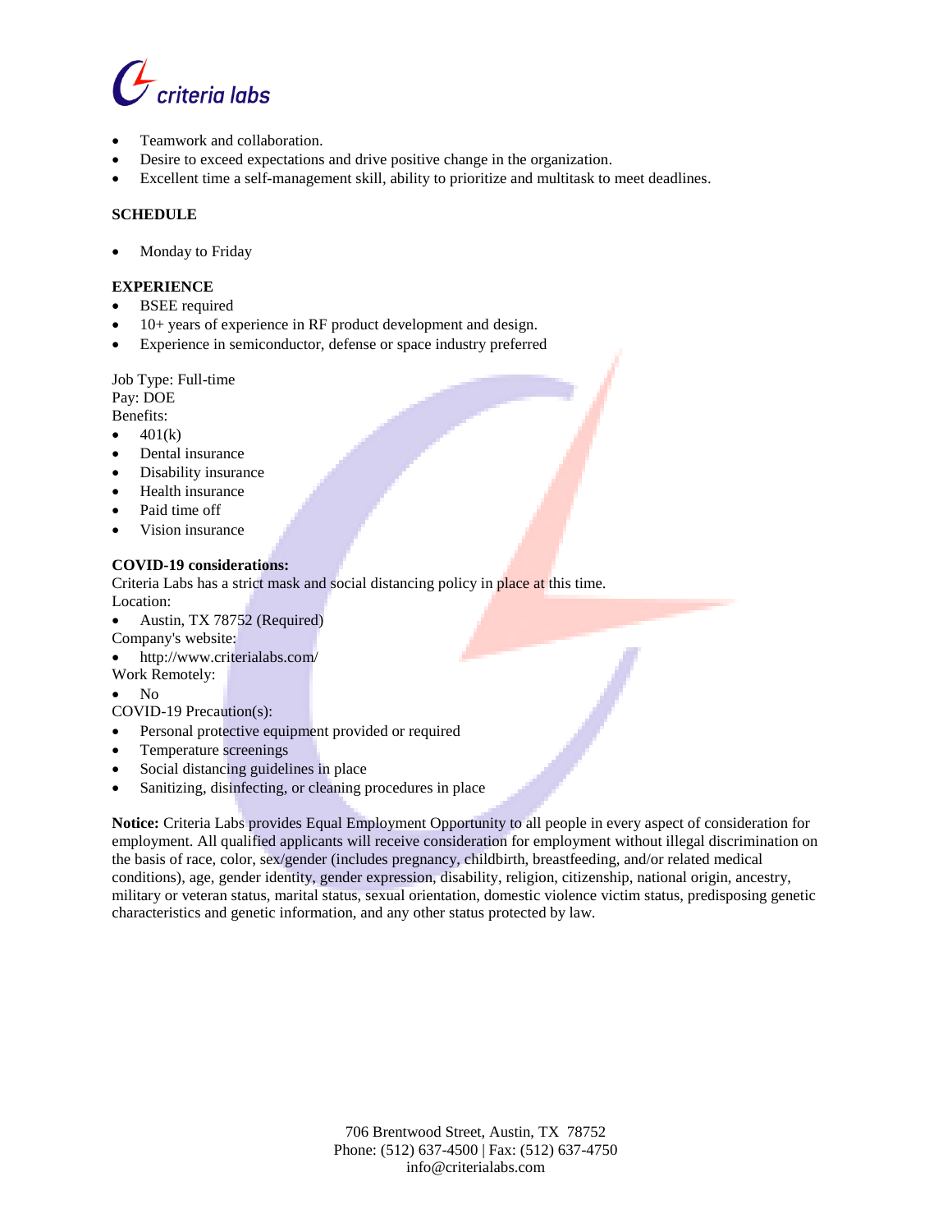- Teamwork and collaboration.
- Desire to exceed expectations and drive positive change in the organization.
- Excellent time a self-management skill, ability to prioritize and multitask to meet deadlines.

**SCHEDULE**

- Monday to Friday

**EXPERIENCE**

- BSEE required
- 10+ years of experience in RF product development and design.
- Experience in semiconductor, defense or space industry preferred

Job Type: Full-time
Pay: DOE
Benefits:

- 401(k)
- Dental insurance
- Disability insurance
- Health insurance
- Paid time off
- Vision insurance

**COVID-19 considerations:**
Criteria Labs has a strict mask and social distancing policy in place at this time.
Location:

- Austin, TX 78752 (Required)

Company's website:

- http://www.criterialabs.com/

Work Remotely:

- No

COVID-19 Precaution(s):

- Personal protective equipment provided or required
- Temperature screenings
- Social distancing guidelines in place
- Sanitizing, disinfecting, or cleaning procedures in place

**Notice:** Criteria Labs provides Equal Employment Opportunity to all people in every aspect of consideration for employment. All qualified applicants will receive consideration for employment without illegal discrimination on the basis of race, color, sex/gender (includes pregnancy, childbirth, breastfeeding, and/or related medical conditions), age, gender identity, gender expression, disability, religion, citizenship, national origin, ancestry, military or veteran status, marital status, sexual orientation, domestic violence victim status, predisposing genetic characteristics and genetic information, and any other status protected by law.